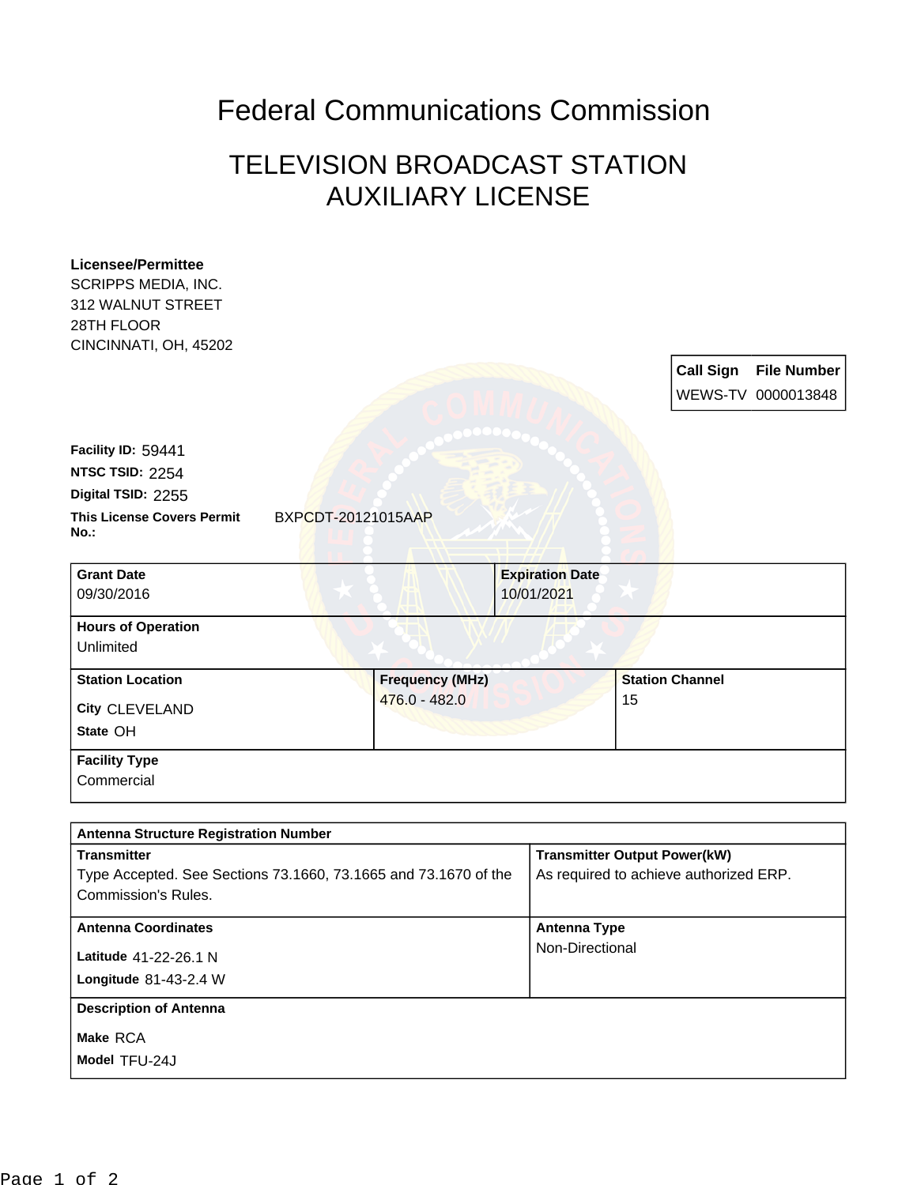# Federal Communications Commission

## TELEVISION BROADCAST STATION AUXILIARY LICENSE

**Licensee/Permittee**
SCRIPPS MEDIA, INC.
312 WALNUT STREET
28TH FLOOR
CINCINNATI, OH, 45202

| Call Sign | File Number |
| --- | --- |
| WEWS-TV | 0000013848 |

**Facility ID:** 59441
**NTSC TSID:** 2254
**Digital TSID:** 2255
**This License Covers Permit No.:** BXPCDT-20121015AAP

| Grant Date | Expiration Date |
| --- | --- |
| 09/30/2016 | 10/01/2021 |

**Hours of Operation**
Unlimited

| Station Location | Frequency (MHz) | Station Channel |
| --- | --- | --- |
| City CLEVELAND<br>State OH | 476.0 - 482.0 | 15 |

**Facility Type**
Commercial

**Antenna Structure Registration Number**

| Transmitter | Transmitter Output Power(kW) |
| --- | --- |
| Type Accepted. See Sections 73.1660, 73.1665 and 73.1670 of the Commission's Rules. | As required to achieve authorized ERP. |

| Antenna Coordinates | Antenna Type |
| --- | --- |
| Latitude 41-22-26.1 N<br>Longitude 81-43-2.4 W | Non-Directional |

**Description of Antenna**
Make RCA
Model TFU-24J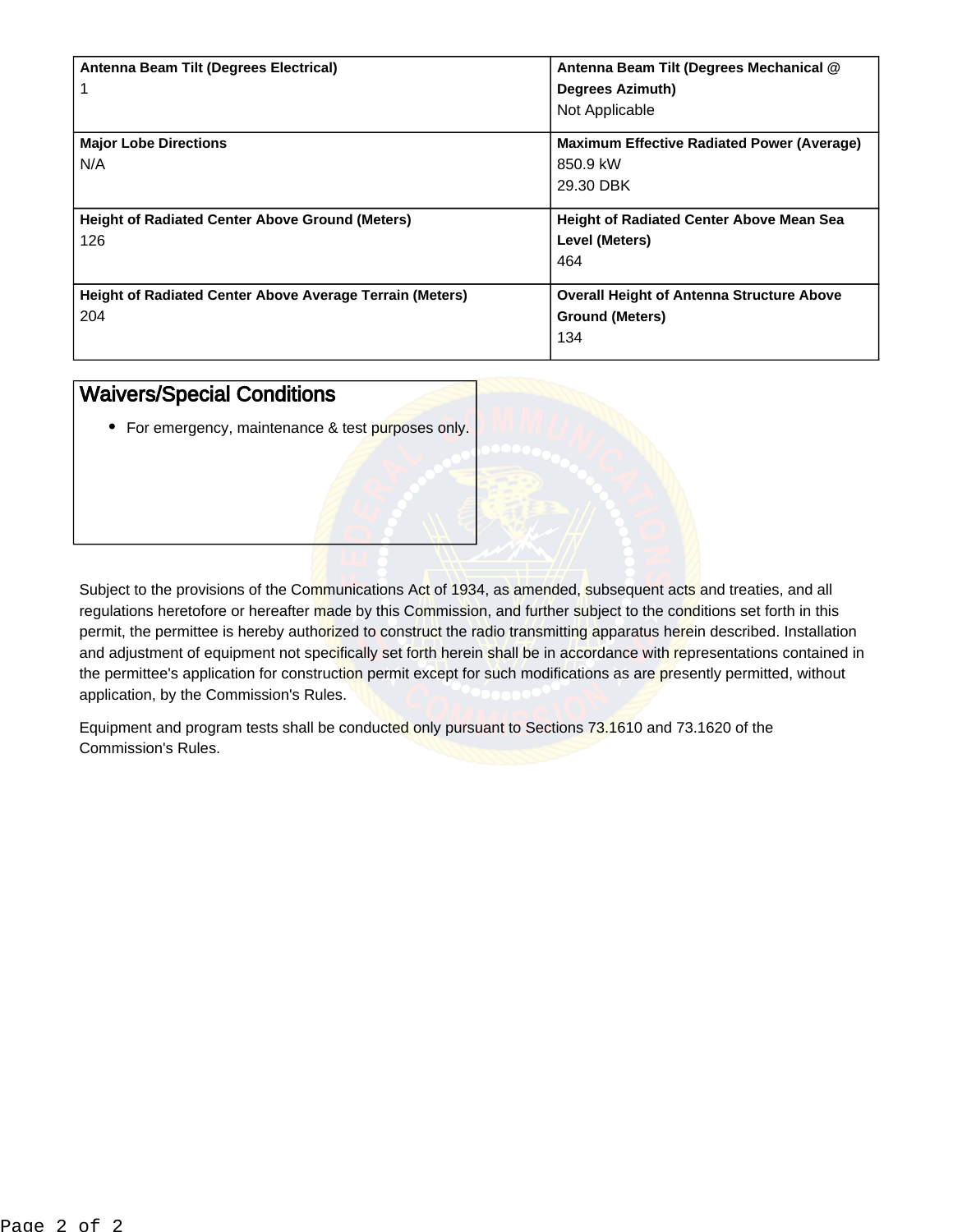| | |
|---|---|
| **Antenna Beam Tilt (Degrees Electrical)**<br>1 | **Antenna Beam Tilt (Degrees Mechanical @ Degrees Azimuth)**<br>Not Applicable |
| **Major Lobe Directions**<br>N/A | **Maximum Effective Radiated Power (Average)**<br>850.9 kW<br>29.30 DBK |
| **Height of Radiated Center Above Ground (Meters)**<br>126 | **Height of Radiated Center Above Mean Sea Level (Meters)**<br>464 |
| **Height of Radiated Center Above Average Terrain (Meters)**<br>204 | **Overall Height of Antenna Structure Above Ground (Meters)**<br>134 |

## Waivers/Special Conditions

- For emergency, maintenance & test purposes only.

Subject to the provisions of the Communications Act of 1934, as amended, subsequent acts and treaties, and all regulations heretofore or hereafter made by this Commission, and further subject to the conditions set forth in this permit, the permittee is hereby authorized to construct the radio transmitting apparatus herein described. Installation and adjustment of equipment not specifically set forth herein shall be in accordance with representations contained in the permittee's application for construction permit except for such modifications as are presently permitted, without application, by the Commission's Rules.

Equipment and program tests shall be conducted only pursuant to Sections 73.1610 and 73.1620 of the Commission's Rules.